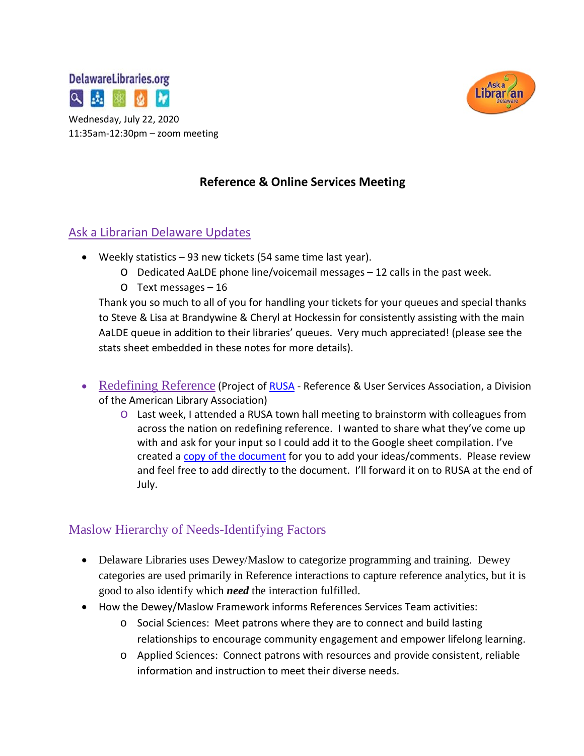DelawareLibraries.org

Wednesday, July 22, 2020
11:35am-12:30pm – zoom meeting

# Reference & Online Services Meeting

## Ask a Librarian Delaware Updates

- Weekly statistics – 93 new tickets (54 same time last year).
  - Dedicated AaLDE phone line/voicemail messages – 12 calls in the past week.
  - Text messages – 16

  Thank you so much to all of you for handling your tickets for your queues and special thanks to Steve & Lisa at Brandywine & Cheryl at Hockessin for consistently assisting with the main AaLDE queue in addition to their libraries' queues. Very much appreciated! (please see the stats sheet embedded in these notes for more details).

- Redefining Reference (Project of RUSA - Reference & User Services Association, a Division of the American Library Association)
  - Last week, I attended a RUSA town hall meeting to brainstorm with colleagues from across the nation on redefining reference. I wanted to share what they've come up with and ask for your input so I could add it to the Google sheet compilation. I've created a copy of the document for you to add your ideas/comments. Please review and feel free to add directly to the document. I'll forward it on to RUSA at the end of July.

## Maslow Hierarchy of Needs-Identifying Factors

- Delaware Libraries uses Dewey/Maslow to categorize programming and training. Dewey categories are used primarily in Reference interactions to capture reference analytics, but it is good to also identify which ***need*** the interaction fulfilled.
- How the Dewey/Maslow Framework informs References Services Team activities:
  - Social Sciences: Meet patrons where they are to connect and build lasting relationships to encourage community engagement and empower lifelong learning.
  - Applied Sciences: Connect patrons with resources and provide consistent, reliable information and instruction to meet their diverse needs.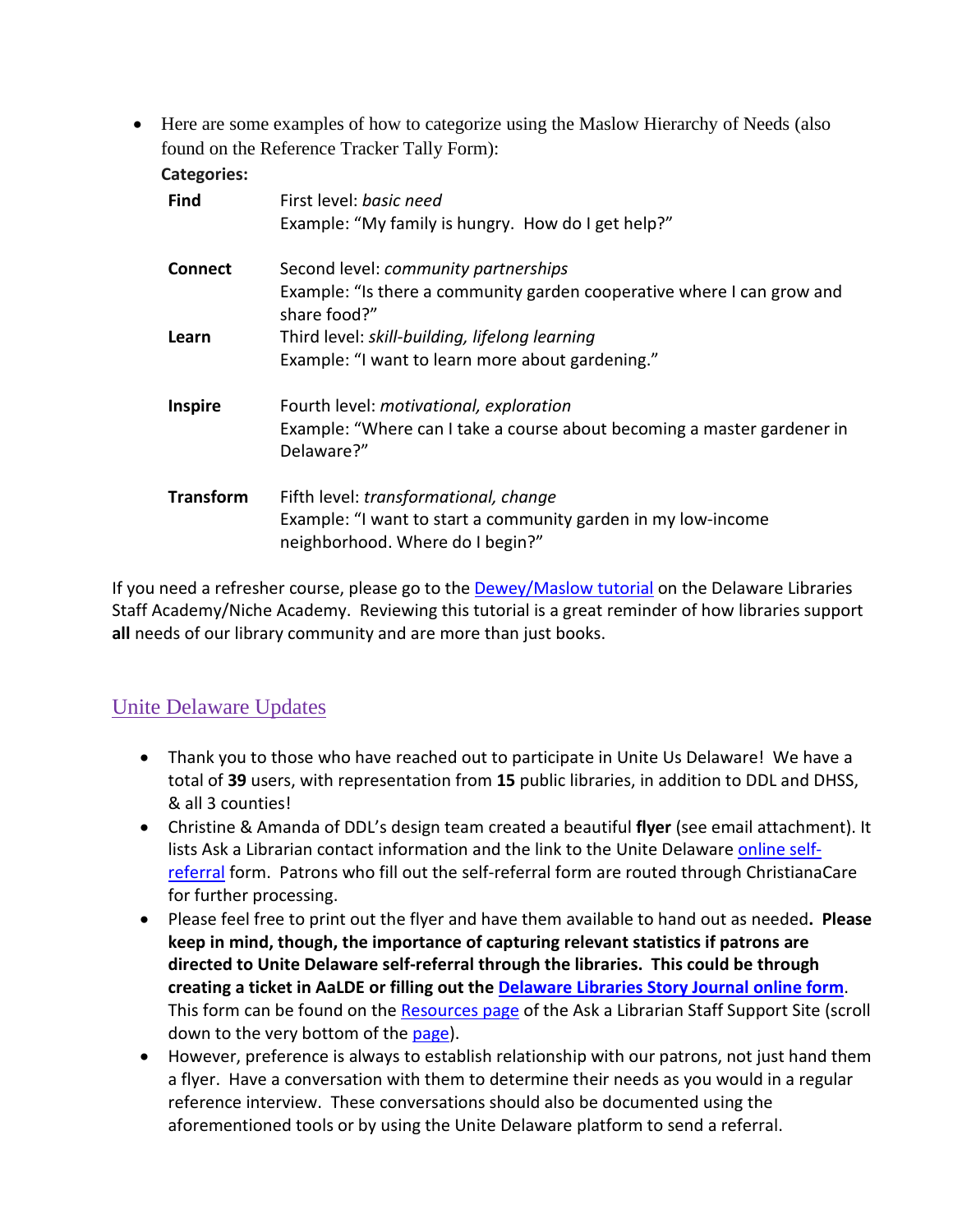- Here are some examples of how to categorize using the Maslow Hierarchy of Needs (also found on the Reference Tracker Tally Form):

  **Categories:**

| | |
|---|---|
| **Find** | First level: *basic need*<br>Example: "My family is hungry. How do I get help?" |
| **Connect** | Second level: *community partnerships*<br>Example: "Is there a community garden cooperative where I can grow and share food?" |
| **Learn** | Third level: *skill-building, lifelong learning*<br>Example: "I want to learn more about gardening." |
| **Inspire** | Fourth level: *motivational, exploration*<br>Example: "Where can I take a course about becoming a master gardener in Delaware?" |
| **Transform** | Fifth level: *transformational, change*<br>Example: "I want to start a community garden in my low-income neighborhood. Where do I begin?" |

If you need a refresher course, please go to the Dewey/Maslow tutorial on the Delaware Libraries Staff Academy/Niche Academy. Reviewing this tutorial is a great reminder of how libraries support **all** needs of our library community and are more than just books.

## Unite Delaware Updates

- Thank you to those who have reached out to participate in Unite Us Delaware! We have a total of **39** users, with representation from **15** public libraries, in addition to DDL and DHSS, & all 3 counties!
- Christine & Amanda of DDL's design team created a beautiful **flyer** (see email attachment). It lists Ask a Librarian contact information and the link to the Unite Delaware online self-referral form. Patrons who fill out the self-referral form are routed through ChristianaCare for further processing.
- Please feel free to print out the flyer and have them available to hand out as needed**. Please keep in mind, though, the importance of capturing relevant statistics if patrons are directed to Unite Delaware self-referral through the libraries. This could be through creating a ticket in AaLDE or filling out the Delaware Libraries Story Journal online form**. This form can be found on the Resources page of the Ask a Librarian Staff Support Site (scroll down to the very bottom of the page).
- However, preference is always to establish relationship with our patrons, not just hand them a flyer. Have a conversation with them to determine their needs as you would in a regular reference interview. These conversations should also be documented using the aforementioned tools or by using the Unite Delaware platform to send a referral.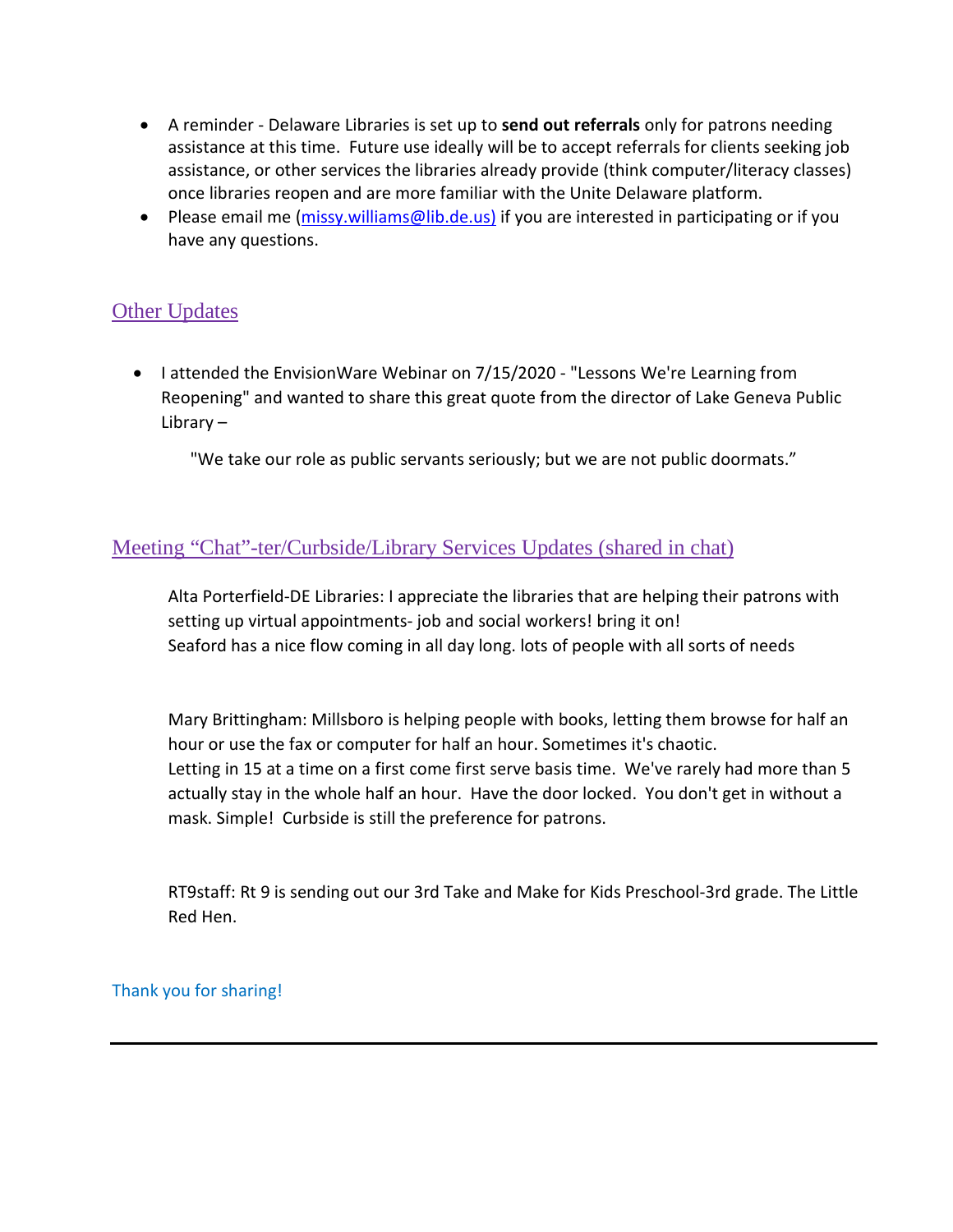- A reminder - Delaware Libraries is set up to **send out referrals** only for patrons needing assistance at this time. Future use ideally will be to accept referrals for clients seeking job assistance, or other services the libraries already provide (think computer/literacy classes) once libraries reopen and are more familiar with the Unite Delaware platform.
- Please email me (missy.williams@lib.de.us) if you are interested in participating or if you have any questions.

## Other Updates

- I attended the EnvisionWare Webinar on 7/15/2020 - "Lessons We're Learning from Reopening" and wanted to share this great quote from the director of Lake Geneva Public Library –

  "We take our role as public servants seriously; but we are not public doormats."

## Meeting "Chat"-ter/Curbside/Library Services Updates (shared in chat)

Alta Porterfield-DE Libraries: I appreciate the libraries that are helping their patrons with setting up virtual appointments- job and social workers! bring it on!
Seaford has a nice flow coming in all day long. lots of people with all sorts of needs

Mary Brittingham: Millsboro is helping people with books, letting them browse for half an hour or use the fax or computer for half an hour. Sometimes it's chaotic.
Letting in 15 at a time on a first come first serve basis time. We've rarely had more than 5 actually stay in the whole half an hour. Have the door locked. You don't get in without a mask. Simple! Curbside is still the preference for patrons.

RT9staff: Rt 9 is sending out our 3rd Take and Make for Kids Preschool-3rd grade. The Little Red Hen.

Thank you for sharing!

---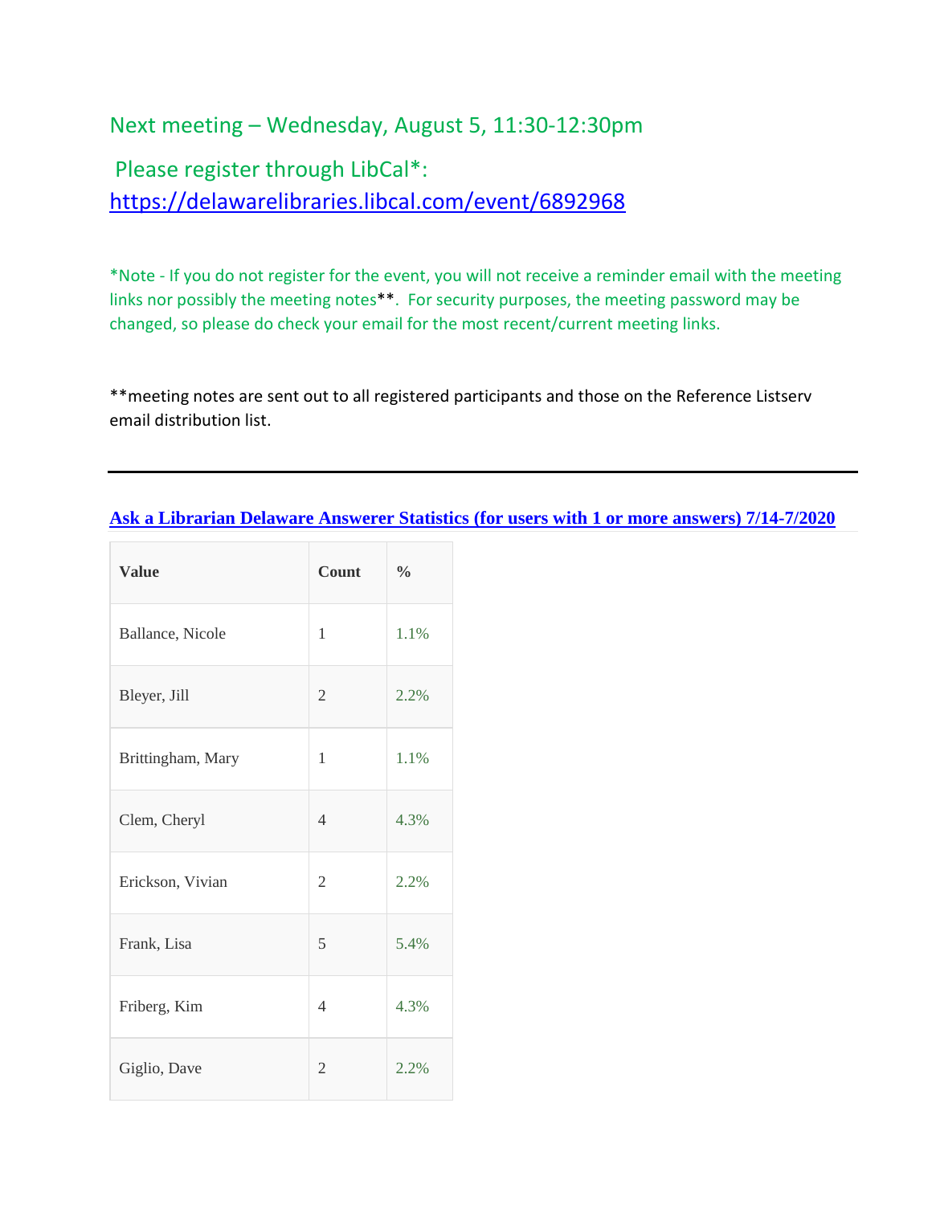## Next meeting – Wednesday, August 5, 11:30-12:30pm

## Please register through LibCal*: [https://delawarelibraries.libcal.com/event/6892968](https://delawarelibraries.libcal.com/event/6892968)

*Note - If you do not register for the event, you will not receive a reminder email with the meeting links nor possibly the meeting notes**. For security purposes, the meeting password may be changed, so please do check your email for the most recent/current meeting links.

**meeting notes are sent out to all registered participants and those on the Reference Listserv email distribution list.

---

**Ask a Librarian Delaware Answerer Statistics (for users with 1 or more answers) 7/14-7/2020**

| Value | Count | % |
|---|---|---|
| Ballance, Nicole | 1 | 1.1% |
| Bleyer, Jill | 2 | 2.2% |
| Brittingham, Mary | 1 | 1.1% |
| Clem, Cheryl | 4 | 4.3% |
| Erickson, Vivian | 2 | 2.2% |
| Frank, Lisa | 5 | 5.4% |
| Friberg, Kim | 4 | 4.3% |
| Giglio, Dave | 2 | 2.2% |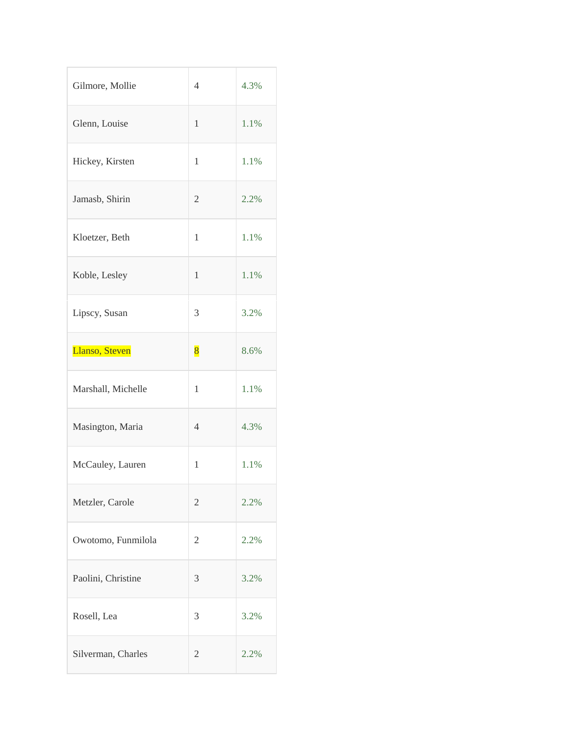| | | |
|---|---|---|
| Gilmore, Mollie | 4 | 4.3% |
| Glenn, Louise | 1 | 1.1% |
| Hickey, Kirsten | 1 | 1.1% |
| Jamasb, Shirin | 2 | 2.2% |
| Kloetzer, Beth | 1 | 1.1% |
| Koble, Lesley | 1 | 1.1% |
| Lipscy, Susan | 3 | 3.2% |
| Llanso, Steven | 8 | 8.6% |
| Marshall, Michelle | 1 | 1.1% |
| Masington, Maria | 4 | 4.3% |
| McCauley, Lauren | 1 | 1.1% |
| Metzler, Carole | 2 | 2.2% |
| Owotomo, Funmilola | 2 | 2.2% |
| Paolini, Christine | 3 | 3.2% |
| Rosell, Lea | 3 | 3.2% |
| Silverman, Charles | 2 | 2.2% |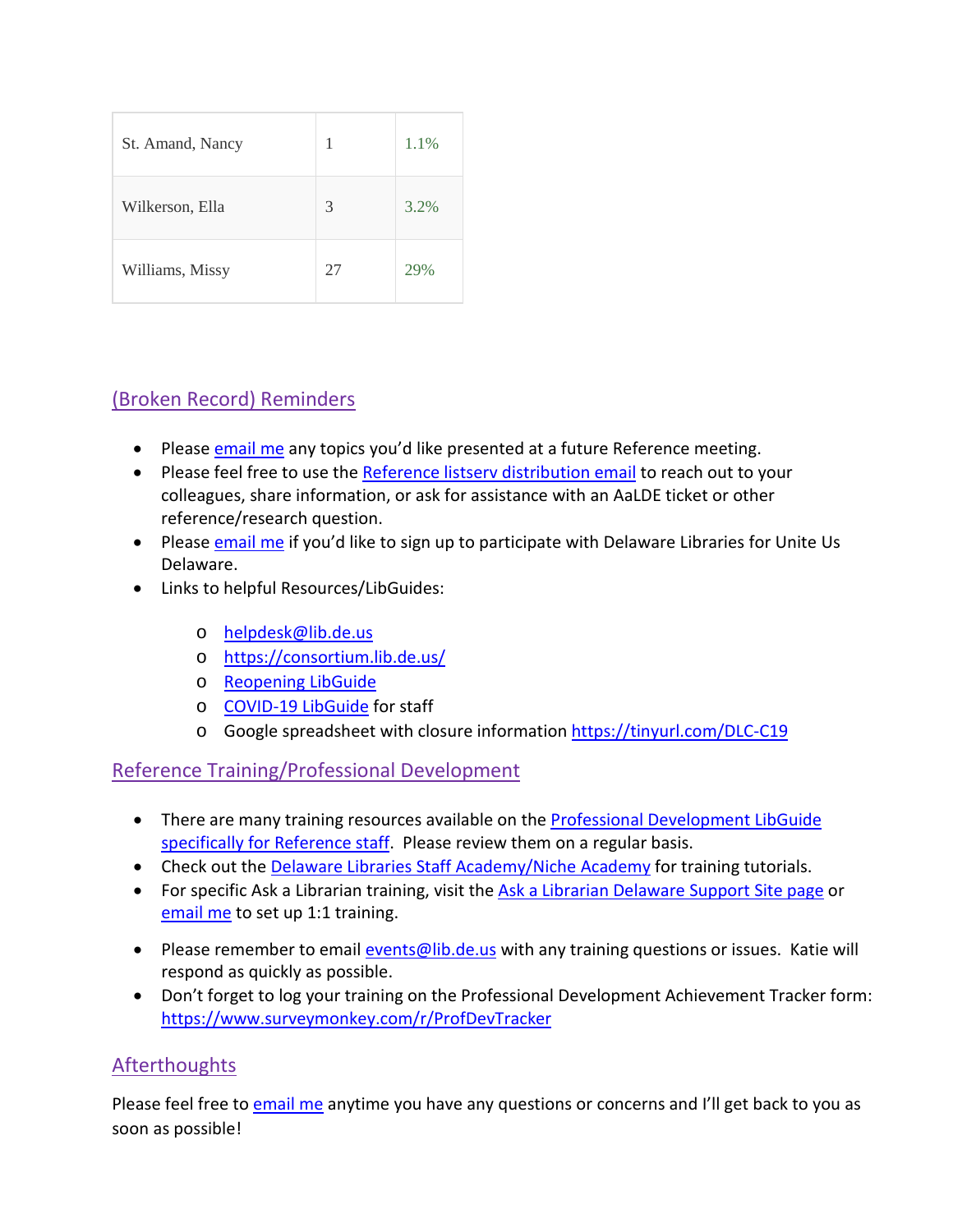| | | |
|---|---|---|
| St. Amand, Nancy | 1 | 1.1% |
| Wilkerson, Ella | 3 | 3.2% |
| Williams, Missy | 27 | 29% |

## (Broken Record) Reminders

- Please email me any topics you'd like presented at a future Reference meeting.
- Please feel free to use the Reference listserv distribution email to reach out to your colleagues, share information, or ask for assistance with an AaLDE ticket or other reference/research question.
- Please email me if you'd like to sign up to participate with Delaware Libraries for Unite Us Delaware.
- Links to helpful Resources/LibGuides:
  - helpdesk@lib.de.us
  - https://consortium.lib.de.us/
  - Reopening LibGuide
  - COVID-19 LibGuide for staff
  - Google spreadsheet with closure information https://tinyurl.com/DLC-C19

## Reference Training/Professional Development

- There are many training resources available on the Professional Development LibGuide specifically for Reference staff. Please review them on a regular basis.
- Check out the Delaware Libraries Staff Academy/Niche Academy for training tutorials.
- For specific Ask a Librarian training, visit the Ask a Librarian Delaware Support Site page or email me to set up 1:1 training.
- Please remember to email events@lib.de.us with any training questions or issues. Katie will respond as quickly as possible.
- Don't forget to log your training on the Professional Development Achievement Tracker form: https://www.surveymonkey.com/r/ProfDevTracker

## Afterthoughts

Please feel free to email me anytime you have any questions or concerns and I'll get back to you as soon as possible!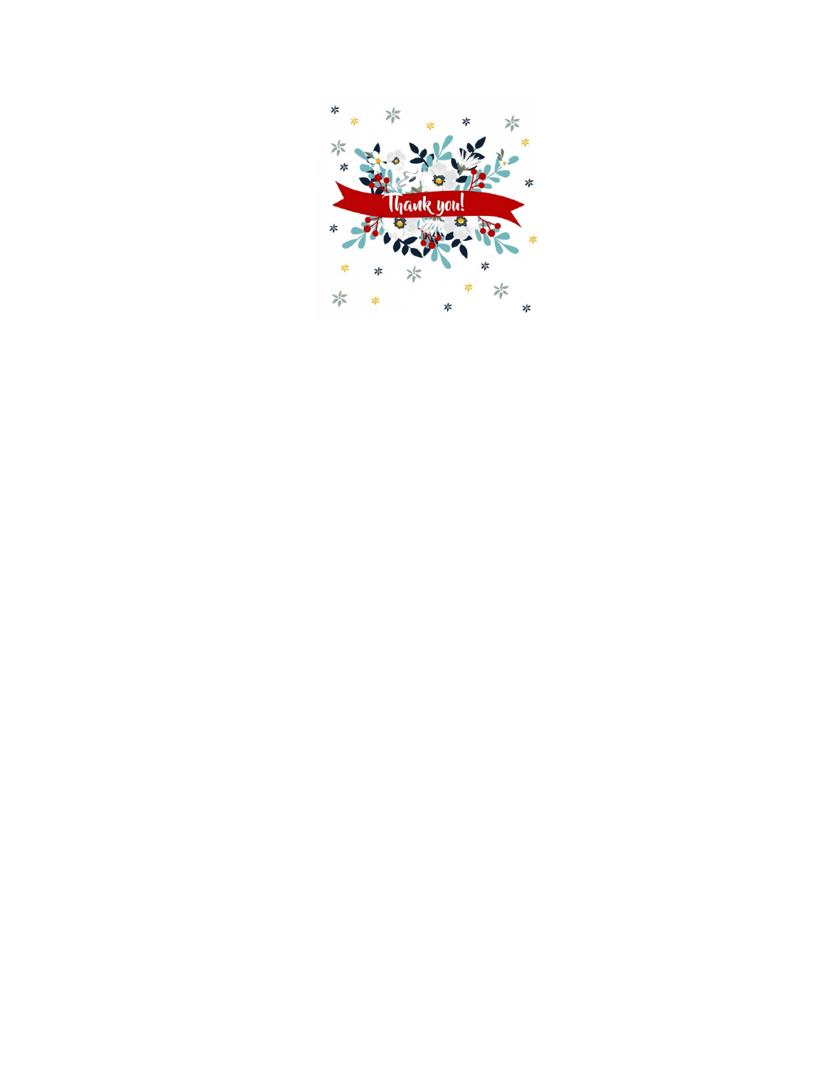Thank you!